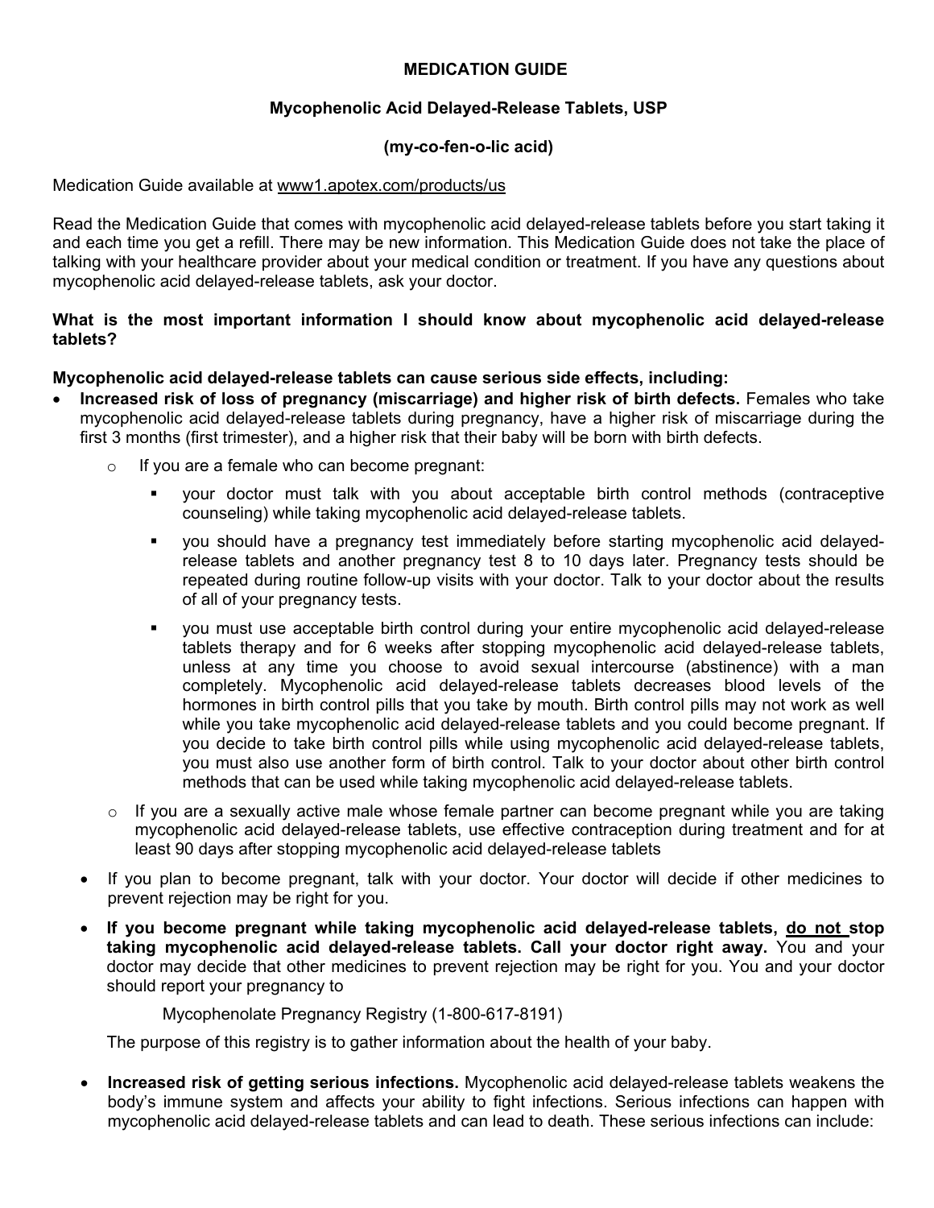# MEDICATION GUIDE

## Mycophenolic Acid Delayed-Release Tablets, USP

### (my-co-fen-o-lic acid)

Medication Guide available at www1.apotex.com/products/us

Read the Medication Guide that comes with mycophenolic acid delayed-release tablets before you start taking it and each time you get a refill. There may be new information. This Medication Guide does not take the place of talking with your healthcare provider about your medical condition or treatment. If you have any questions about mycophenolic acid delayed-release tablets, ask your doctor.

**What is the most important information I should know about mycophenolic acid delayed-release tablets?**

**Mycophenolic acid delayed-release tablets can cause serious side effects, including:**

- **Increased risk of loss of pregnancy (miscarriage) and higher risk of birth defects.** Females who take mycophenolic acid delayed-release tablets during pregnancy, have a higher risk of miscarriage during the first 3 months (first trimester), and a higher risk that their baby will be born with birth defects.
    - If you are a female who can become pregnant:
        - your doctor must talk with you about acceptable birth control methods (contraceptive counseling) while taking mycophenolic acid delayed-release tablets.
        - you should have a pregnancy test immediately before starting mycophenolic acid delayed-release tablets and another pregnancy test 8 to 10 days later. Pregnancy tests should be repeated during routine follow-up visits with your doctor. Talk to your doctor about the results of all of your pregnancy tests.
        - you must use acceptable birth control during your entire mycophenolic acid delayed-release tablets therapy and for 6 weeks after stopping mycophenolic acid delayed-release tablets, unless at any time you choose to avoid sexual intercourse (abstinence) with a man completely. Mycophenolic acid delayed-release tablets decreases blood levels of the hormones in birth control pills that you take by mouth. Birth control pills may not work as well while you take mycophenolic acid delayed-release tablets and you could become pregnant. If you decide to take birth control pills while using mycophenolic acid delayed-release tablets, you must also use another form of birth control. Talk to your doctor about other birth control methods that can be used while taking mycophenolic acid delayed-release tablets.
    - If you are a sexually active male whose female partner can become pregnant while you are taking mycophenolic acid delayed-release tablets, use effective contraception during treatment and for at least 90 days after stopping mycophenolic acid delayed-release tablets
- If you plan to become pregnant, talk with your doctor. Your doctor will decide if other medicines to prevent rejection may be right for you.
- **If you become pregnant while taking mycophenolic acid delayed-release tablets, <u>do not</u> stop taking mycophenolic acid delayed-release tablets. Call your doctor right away.** You and your doctor may decide that other medicines to prevent rejection may be right for you. You and your doctor should report your pregnancy to

    Mycophenolate Pregnancy Registry (1-800-617-8191)

    The purpose of this registry is to gather information about the health of your baby.

- **Increased risk of getting serious infections.** Mycophenolic acid delayed-release tablets weakens the body's immune system and affects your ability to fight infections. Serious infections can happen with mycophenolic acid delayed-release tablets and can lead to death. These serious infections can include: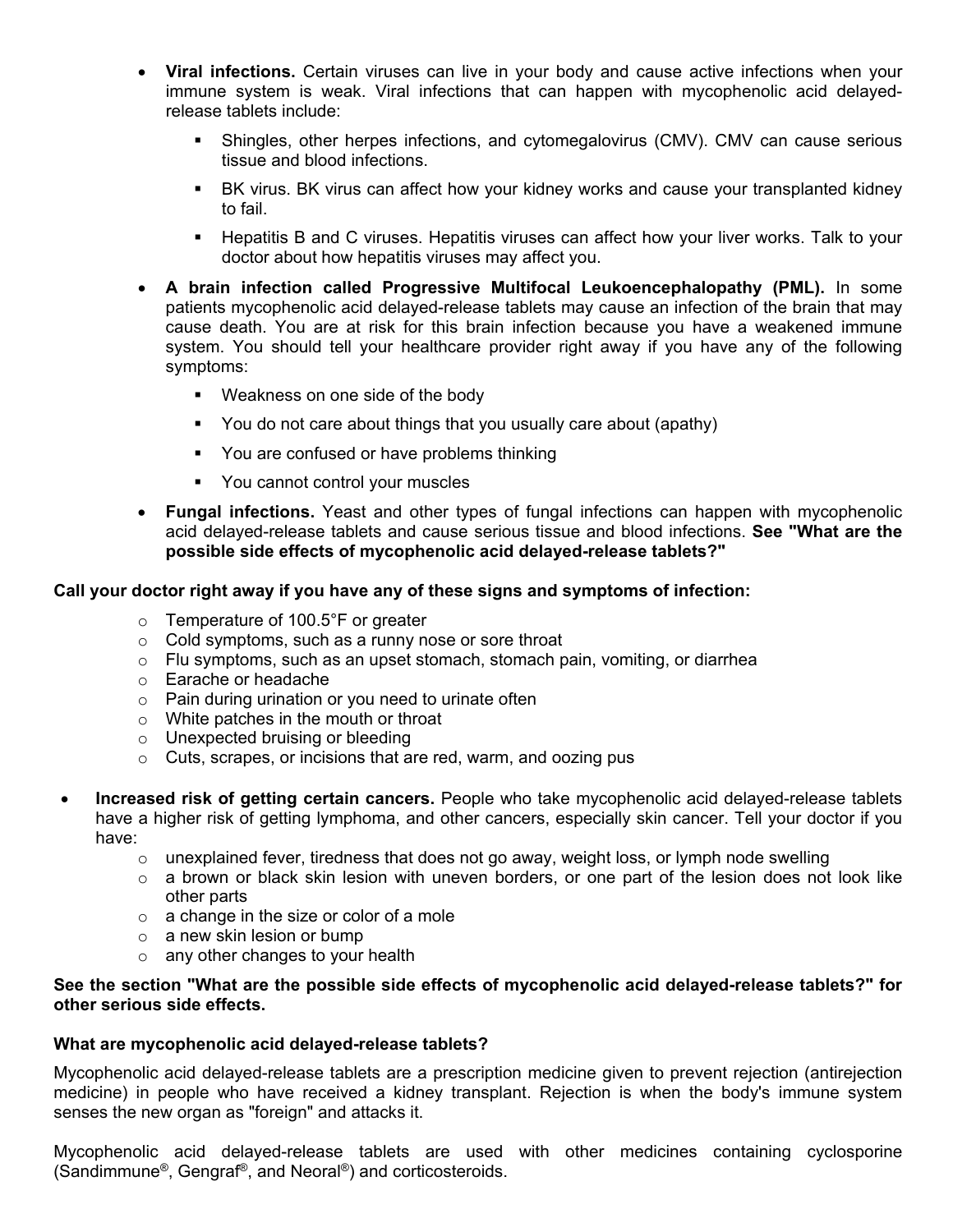- **Viral infections.** Certain viruses can live in your body and cause active infections when your immune system is weak. Viral infections that can happen with mycophenolic acid delayed-release tablets include:
  - Shingles, other herpes infections, and cytomegalovirus (CMV). CMV can cause serious tissue and blood infections.
  - BK virus. BK virus can affect how your kidney works and cause your transplanted kidney to fail.
  - Hepatitis B and C viruses. Hepatitis viruses can affect how your liver works. Talk to your doctor about how hepatitis viruses may affect you.
- **A brain infection called Progressive Multifocal Leukoencephalopathy (PML).** In some patients mycophenolic acid delayed-release tablets may cause an infection of the brain that may cause death. You are at risk for this brain infection because you have a weakened immune system. You should tell your healthcare provider right away if you have any of the following symptoms:
  - Weakness on one side of the body
  - You do not care about things that you usually care about (apathy)
  - You are confused or have problems thinking
  - You cannot control your muscles
- **Fungal infections.** Yeast and other types of fungal infections can happen with mycophenolic acid delayed-release tablets and cause serious tissue and blood infections. **See "What are the possible side effects of mycophenolic acid delayed-release tablets?"**

**Call your doctor right away if you have any of these signs and symptoms of infection:**

- Temperature of 100.5°F or greater
- Cold symptoms, such as a runny nose or sore throat
- Flu symptoms, such as an upset stomach, stomach pain, vomiting, or diarrhea
- Earache or headache
- Pain during urination or you need to urinate often
- White patches in the mouth or throat
- Unexpected bruising or bleeding
- Cuts, scrapes, or incisions that are red, warm, and oozing pus

- **Increased risk of getting certain cancers.** People who take mycophenolic acid delayed-release tablets have a higher risk of getting lymphoma, and other cancers, especially skin cancer. Tell your doctor if you have:
  - unexplained fever, tiredness that does not go away, weight loss, or lymph node swelling
  - a brown or black skin lesion with uneven borders, or one part of the lesion does not look like other parts
  - a change in the size or color of a mole
  - a new skin lesion or bump
  - any other changes to your health

**See the section "What are the possible side effects of mycophenolic acid delayed-release tablets?" for other serious side effects.**

**What are mycophenolic acid delayed-release tablets?**

Mycophenolic acid delayed-release tablets are a prescription medicine given to prevent rejection (antirejection medicine) in people who have received a kidney transplant. Rejection is when the body's immune system senses the new organ as "foreign" and attacks it.

Mycophenolic acid delayed-release tablets are used with other medicines containing cyclosporine (Sandimmune®, Gengraf®, and Neoral®) and corticosteroids.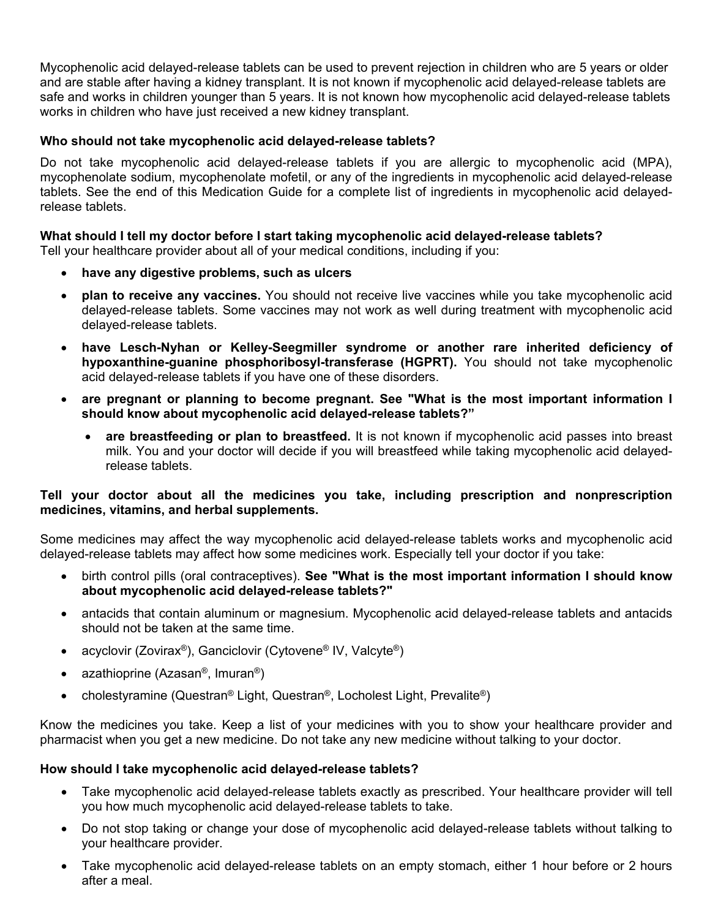Mycophenolic acid delayed-release tablets can be used to prevent rejection in children who are 5 years or older and are stable after having a kidney transplant. It is not known if mycophenolic acid delayed-release tablets are safe and works in children younger than 5 years. It is not known how mycophenolic acid delayed-release tablets works in children who have just received a new kidney transplant.

**Who should not take mycophenolic acid delayed-release tablets?**

Do not take mycophenolic acid delayed-release tablets if you are allergic to mycophenolic acid (MPA), mycophenolate sodium, mycophenolate mofetil, or any of the ingredients in mycophenolic acid delayed-release tablets. See the end of this Medication Guide for a complete list of ingredients in mycophenolic acid delayed-release tablets.

**What should I tell my doctor before I start taking mycophenolic acid delayed-release tablets?**
Tell your healthcare provider about all of your medical conditions, including if you:

- **have any digestive problems, such as ulcers**
- **plan to receive any vaccines.** You should not receive live vaccines while you take mycophenolic acid delayed-release tablets. Some vaccines may not work as well during treatment with mycophenolic acid delayed-release tablets.
- **have Lesch-Nyhan or Kelley-Seegmiller syndrome or another rare inherited deficiency of hypoxanthine-guanine phosphoribosyl-transferase (HGPRT).** You should not take mycophenolic acid delayed-release tablets if you have one of these disorders.
- **are pregnant or planning to become pregnant. See "What is the most important information I should know about mycophenolic acid delayed-release tablets?"**
  - **are breastfeeding or plan to breastfeed.** It is not known if mycophenolic acid passes into breast milk. You and your doctor will decide if you will breastfeed while taking mycophenolic acid delayed-release tablets.

**Tell your doctor about all the medicines you take, including prescription and nonprescription medicines, vitamins, and herbal supplements.**

Some medicines may affect the way mycophenolic acid delayed-release tablets works and mycophenolic acid delayed-release tablets may affect how some medicines work. Especially tell your doctor if you take:

- birth control pills (oral contraceptives). **See "What is the most important information I should know about mycophenolic acid delayed-release tablets?"**
- antacids that contain aluminum or magnesium. Mycophenolic acid delayed-release tablets and antacids should not be taken at the same time.
- acyclovir (Zovirax®), Ganciclovir (Cytovene® IV, Valcyte®)
- azathioprine (Azasan®, Imuran®)
- cholestyramine (Questran® Light, Questran®, Locholest Light, Prevalite®)

Know the medicines you take. Keep a list of your medicines with you to show your healthcare provider and pharmacist when you get a new medicine. Do not take any new medicine without talking to your doctor.

**How should I take mycophenolic acid delayed-release tablets?**

- Take mycophenolic acid delayed-release tablets exactly as prescribed. Your healthcare provider will tell you how much mycophenolic acid delayed-release tablets to take.
- Do not stop taking or change your dose of mycophenolic acid delayed-release tablets without talking to your healthcare provider.
- Take mycophenolic acid delayed-release tablets on an empty stomach, either 1 hour before or 2 hours after a meal.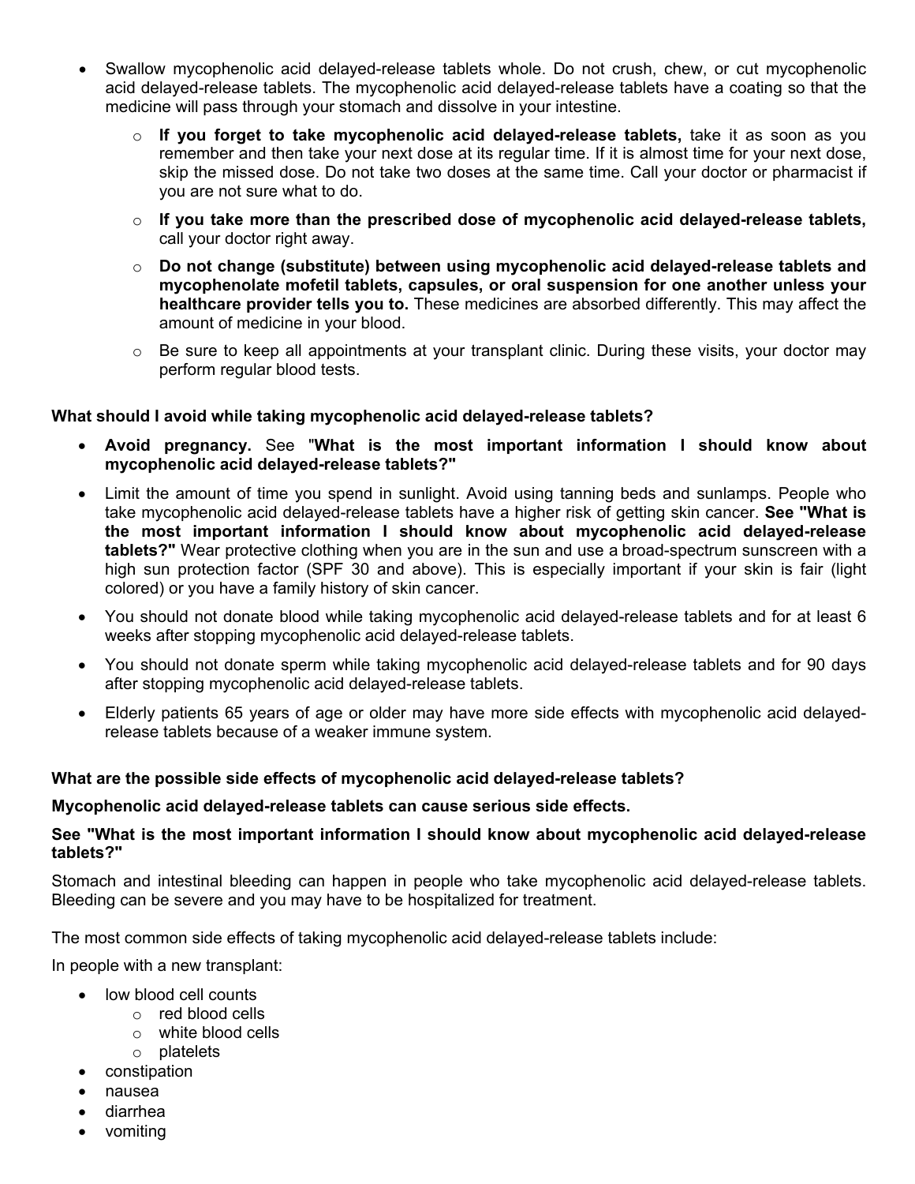- Swallow mycophenolic acid delayed-release tablets whole. Do not crush, chew, or cut mycophenolic acid delayed-release tablets. The mycophenolic acid delayed-release tablets have a coating so that the medicine will pass through your stomach and dissolve in your intestine.
    - **If you forget to take mycophenolic acid delayed-release tablets,** take it as soon as you remember and then take your next dose at its regular time. If it is almost time for your next dose, skip the missed dose. Do not take two doses at the same time. Call your doctor or pharmacist if you are not sure what to do.
    - **If you take more than the prescribed dose of mycophenolic acid delayed-release tablets,** call your doctor right away.
    - **Do not change (substitute) between using mycophenolic acid delayed-release tablets and mycophenolate mofetil tablets, capsules, or oral suspension for one another unless your healthcare provider tells you to.** These medicines are absorbed differently. This may affect the amount of medicine in your blood.
    - Be sure to keep all appointments at your transplant clinic. During these visits, your doctor may perform regular blood tests.

**What should I avoid while taking mycophenolic acid delayed-release tablets?**

- **Avoid pregnancy.** See "**What is the most important information I should know about mycophenolic acid delayed-release tablets?"**
- Limit the amount of time you spend in sunlight. Avoid using tanning beds and sunlamps. People who take mycophenolic acid delayed-release tablets have a higher risk of getting skin cancer. **See "What is the most important information I should know about mycophenolic acid delayed-release tablets?"** Wear protective clothing when you are in the sun and use a broad-spectrum sunscreen with a high sun protection factor (SPF 30 and above). This is especially important if your skin is fair (light colored) or you have a family history of skin cancer.
- You should not donate blood while taking mycophenolic acid delayed-release tablets and for at least 6 weeks after stopping mycophenolic acid delayed-release tablets.
- You should not donate sperm while taking mycophenolic acid delayed-release tablets and for 90 days after stopping mycophenolic acid delayed-release tablets.
- Elderly patients 65 years of age or older may have more side effects with mycophenolic acid delayed-release tablets because of a weaker immune system.

**What are the possible side effects of mycophenolic acid delayed-release tablets?**

**Mycophenolic acid delayed-release tablets can cause serious side effects.**

**See "What is the most important information I should know about mycophenolic acid delayed-release tablets?"**

Stomach and intestinal bleeding can happen in people who take mycophenolic acid delayed-release tablets. Bleeding can be severe and you may have to be hospitalized for treatment.

The most common side effects of taking mycophenolic acid delayed-release tablets include:

In people with a new transplant:

- low blood cell counts
    - red blood cells
    - white blood cells
    - platelets
- constipation
- nausea
- diarrhea
- vomiting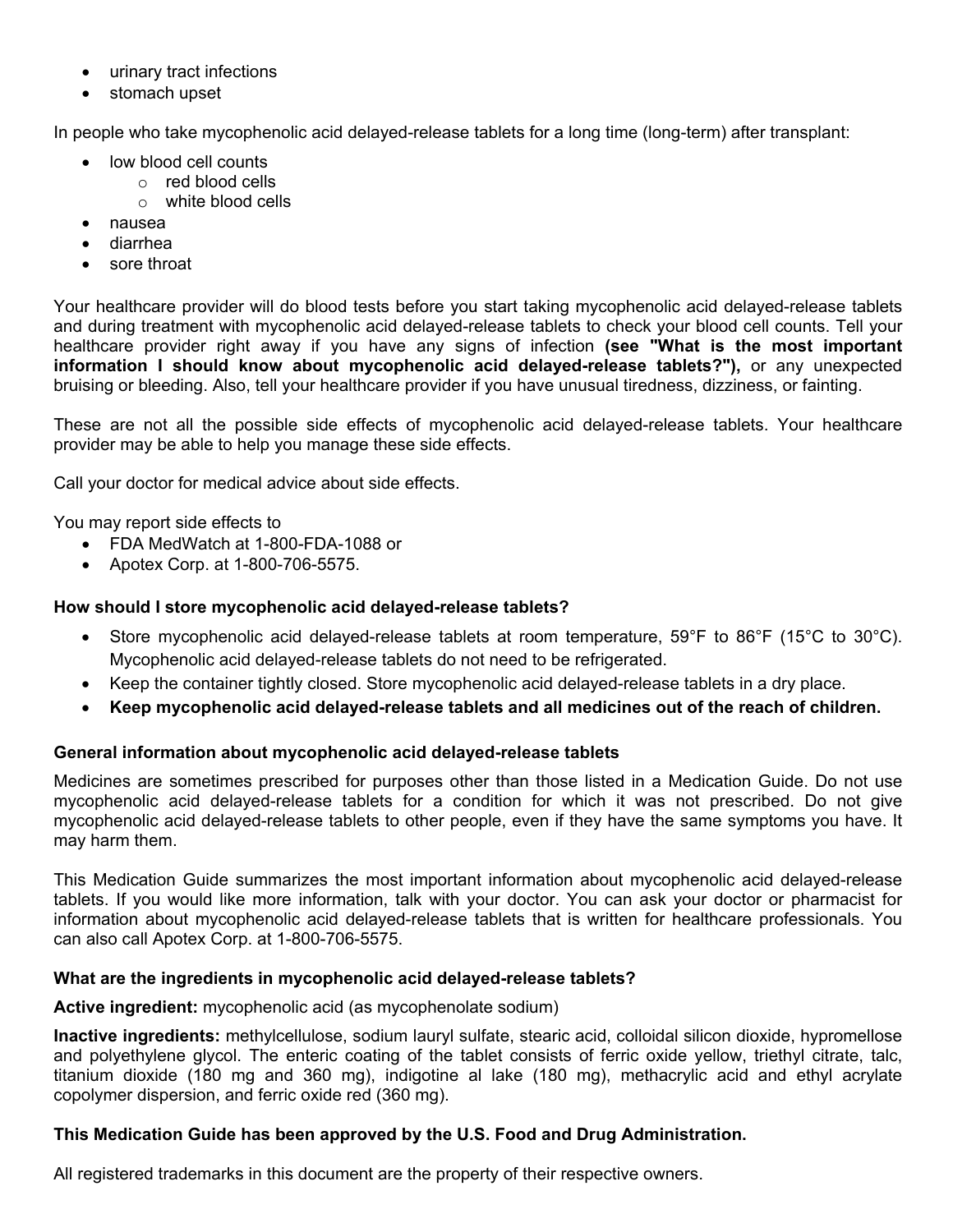- urinary tract infections
- stomach upset

In people who take mycophenolic acid delayed-release tablets for a long time (long-term) after transplant:

- low blood cell counts
  - red blood cells
  - white blood cells
- nausea
- diarrhea
- sore throat

Your healthcare provider will do blood tests before you start taking mycophenolic acid delayed-release tablets and during treatment with mycophenolic acid delayed-release tablets to check your blood cell counts. Tell your healthcare provider right away if you have any signs of infection **(see "What is the most important information I should know about mycophenolic acid delayed-release tablets?"),** or any unexpected bruising or bleeding. Also, tell your healthcare provider if you have unusual tiredness, dizziness, or fainting.

These are not all the possible side effects of mycophenolic acid delayed-release tablets. Your healthcare provider may be able to help you manage these side effects.

Call your doctor for medical advice about side effects.

You may report side effects to

- FDA MedWatch at 1-800-FDA-1088 or
- Apotex Corp. at 1-800-706-5575.

### How should I store mycophenolic acid delayed-release tablets?

- Store mycophenolic acid delayed-release tablets at room temperature, 59°F to 86°F (15°C to 30°C). Mycophenolic acid delayed-release tablets do not need to be refrigerated.
- Keep the container tightly closed. Store mycophenolic acid delayed-release tablets in a dry place.
- **Keep mycophenolic acid delayed-release tablets and all medicines out of the reach of children.**

### General information about mycophenolic acid delayed-release tablets

Medicines are sometimes prescribed for purposes other than those listed in a Medication Guide. Do not use mycophenolic acid delayed-release tablets for a condition for which it was not prescribed. Do not give mycophenolic acid delayed-release tablets to other people, even if they have the same symptoms you have. It may harm them.

This Medication Guide summarizes the most important information about mycophenolic acid delayed-release tablets. If you would like more information, talk with your doctor. You can ask your doctor or pharmacist for information about mycophenolic acid delayed-release tablets that is written for healthcare professionals. You can also call Apotex Corp. at 1-800-706-5575.

### What are the ingredients in mycophenolic acid delayed-release tablets?

**Active ingredient:** mycophenolic acid (as mycophenolate sodium)

**Inactive ingredients:** methylcellulose, sodium lauryl sulfate, stearic acid, colloidal silicon dioxide, hypromellose and polyethylene glycol. The enteric coating of the tablet consists of ferric oxide yellow, triethyl citrate, talc, titanium dioxide (180 mg and 360 mg), indigotine al lake (180 mg), methacrylic acid and ethyl acrylate copolymer dispersion, and ferric oxide red (360 mg).

**This Medication Guide has been approved by the U.S. Food and Drug Administration.**

All registered trademarks in this document are the property of their respective owners.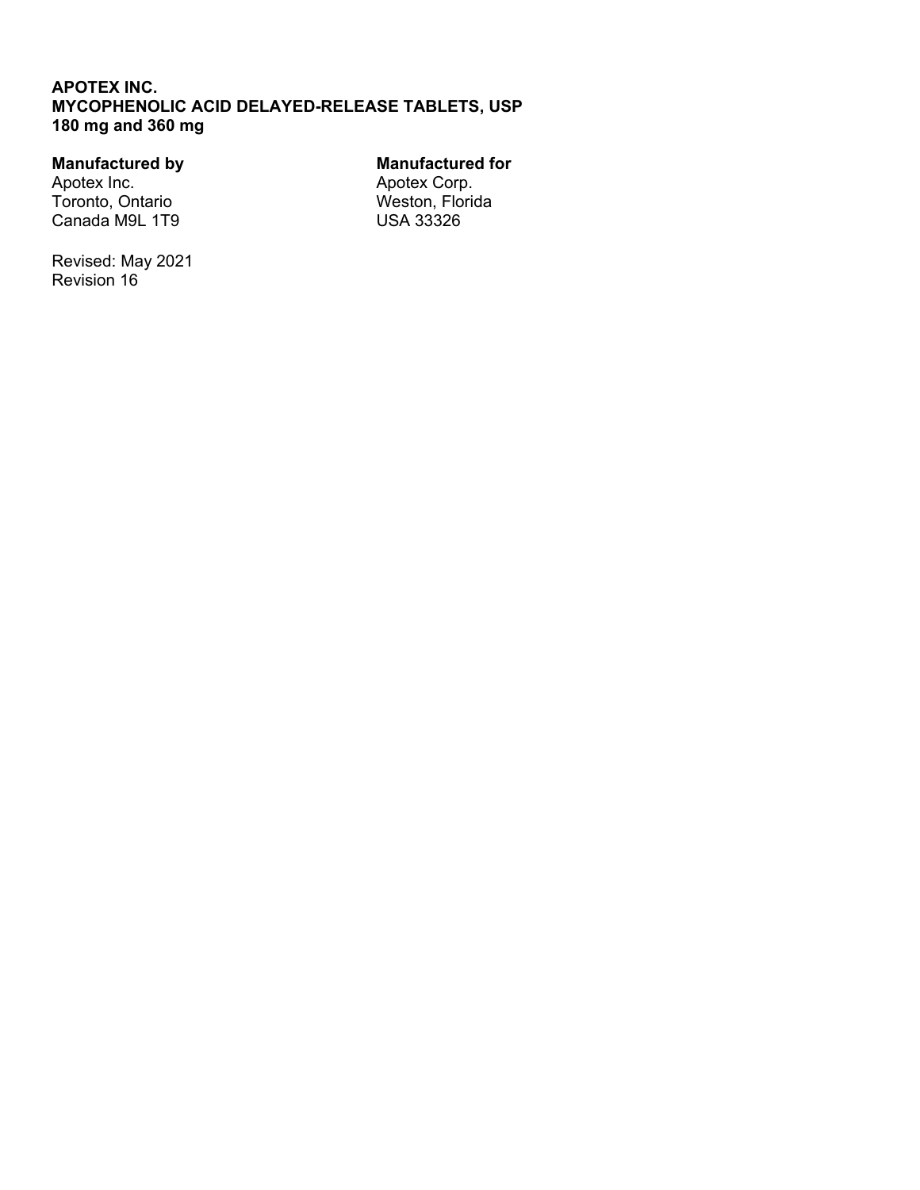**APOTEX INC.**
**MYCOPHENOLIC ACID DELAYED-RELEASE TABLETS, USP**
**180 mg and 360 mg**

**Manufactured by**
Apotex Inc.
Toronto, Ontario
Canada M9L 1T9

**Manufactured for**
Apotex Corp.
Weston, Florida
USA 33326

Revised: May 2021
Revision 16